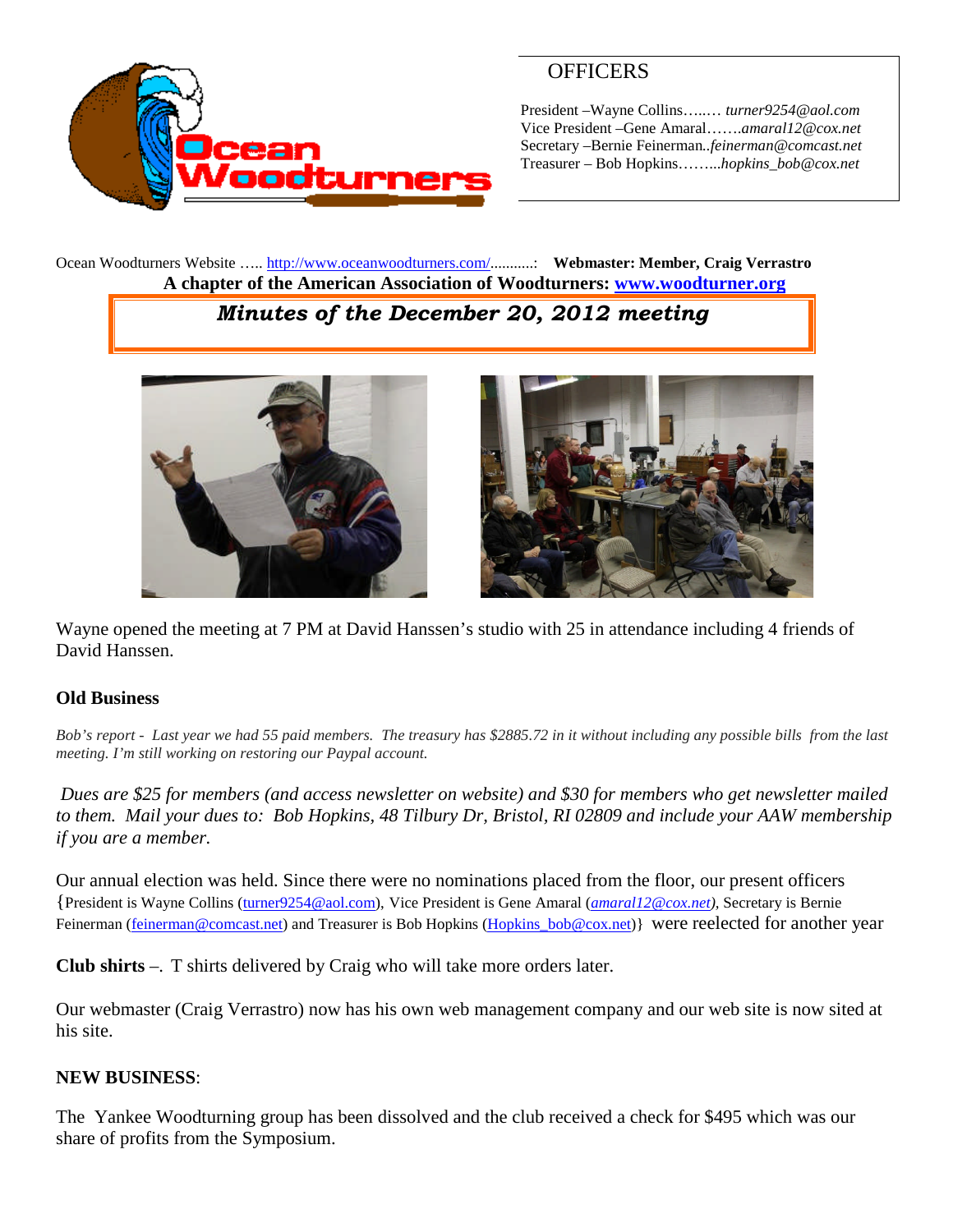# OFFICERS

President –Wayne Collins…..… *turner9254@aol.com*
Vice President –Gene Amaral…….*amaral12@cox.net*
Secretary –Bernie Feinerman..*feinerman@comcast.net*
Treasurer – Bob Hopkins……...*hopkins_bob@cox.net*

Ocean Woodturners Website ….. http://www.oceanwoodturners.com/..........: **Webmaster: Member, Craig Verrastro**

**A chapter of the American Association of Woodturners: www.woodturner.org**

## *Minutes of the December 20, 2012 meeting*

Wayne opened the meeting at 7 PM at David Hanssen's studio with 25 in attendance including 4 friends of David Hanssen.

### Old Business

*Bob's report - Last year we had 55 paid members. The treasury has $2885.72 in it without including any possible bills from the last meeting. I'm still working on restoring our Paypal account.*

*Dues are $25 for members (and access newsletter on website) and $30 for members who get newsletter mailed to them. Mail your dues to: Bob Hopkins, 48 Tilbury Dr, Bristol, RI 02809 and include your AAW membership if you are a member.*

Our annual election was held. Since there were no nominations placed from the floor, our present officers {President is Wayne Collins (turner9254@aol.com), Vice President is Gene Amaral (*amaral12@cox.net)*, Secretary is Bernie Feinerman (feinerman@comcast.net) and Treasurer is Bob Hopkins (Hopkins_bob@cox.net)} were reelected for another year

**Club shirts** –. T shirts delivered by Craig who will take more orders later.

Our webmaster (Craig Verrastro) now has his own web management company and our web site is now sited at his site.

### NEW BUSINESS:

The Yankee Woodturning group has been dissolved and the club received a check for $495 which was our share of profits from the Symposium.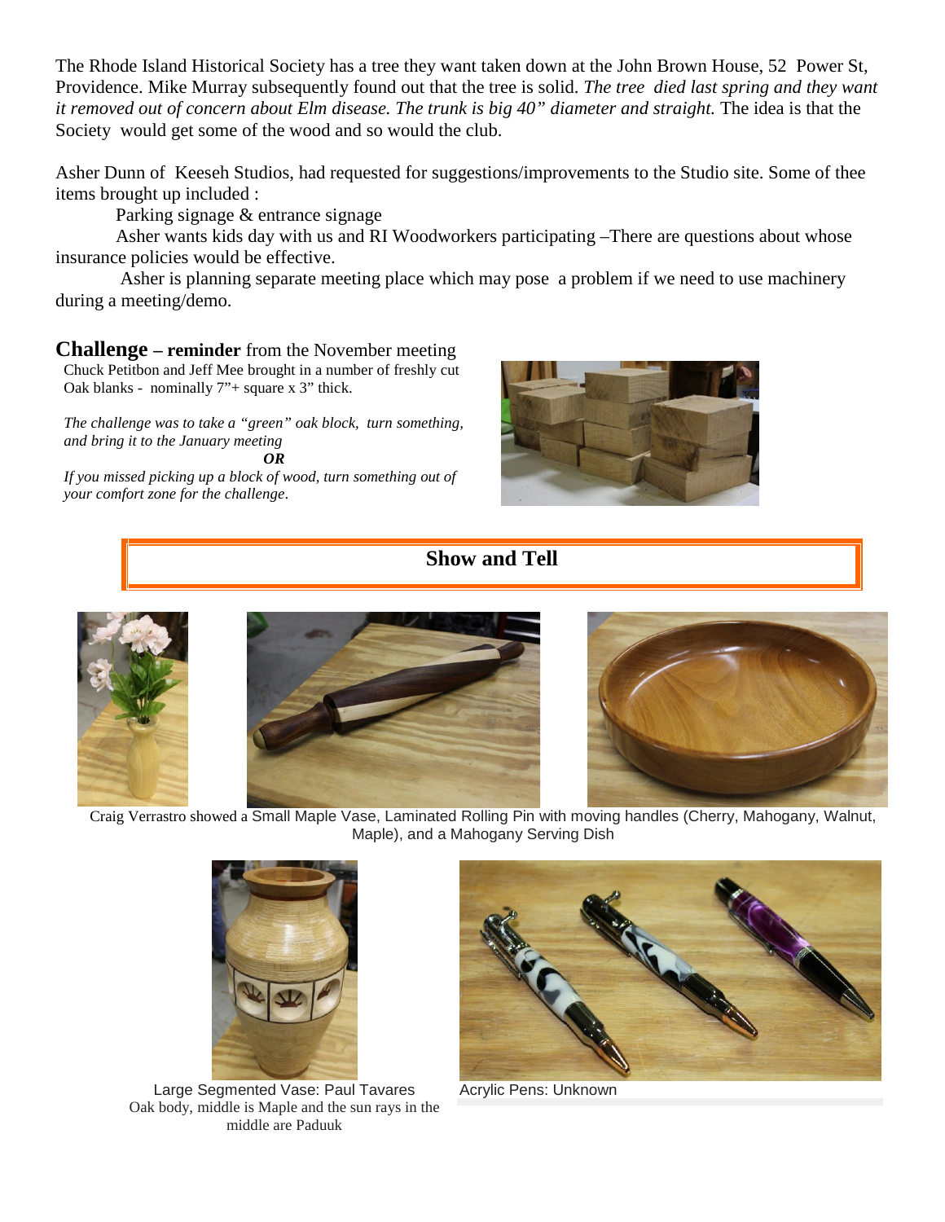The Rhode Island Historical Society has a tree they want taken down at the John Brown House, 52 Power St, Providence. Mike Murray subsequently found out that the tree is solid. *The tree died last spring and they want it removed out of concern about Elm disease. The trunk is big 40" diameter and straight.* The idea is that the Society would get some of the wood and so would the club.

Asher Dunn of Keeseh Studios, had requested for suggestions/improvements to the Studio site. Some of thee items brought up included :

Parking signage & entrance signage

Asher wants kids day with us and RI Woodworkers participating –There are questions about whose insurance policies would be effective.

Asher is planning separate meeting place which may pose a problem if we need to use machinery during a meeting/demo.

## **Challenge – reminder** from the November meeting

Chuck Petitbon and Jeff Mee brought in a number of freshly cut Oak blanks - nominally 7"+ square x 3" thick.

*The challenge was to take a "green" oak block, turn something, and bring it to the January meeting*

***OR***

*If you missed picking up a block of wood, turn something out of your comfort zone for the challenge*.

## Show and Tell

Craig Verrastro showed a Small Maple Vase, Laminated Rolling Pin with moving handles (Cherry, Mahogany, Walnut, Maple), and a Mahogany Serving Dish

Large Segmented Vase: Paul Tavares
Oak body, middle is Maple and the sun rays in the middle are Paduuk

Acrylic Pens: Unknown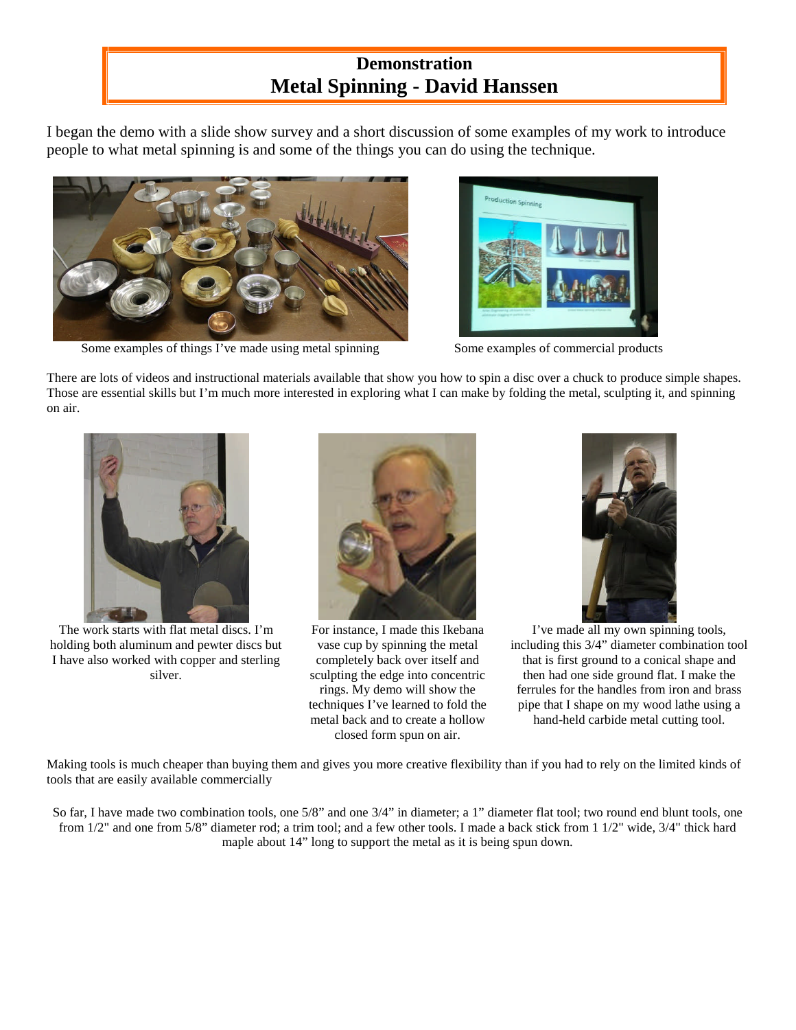# Demonstration
# Metal Spinning - David Hanssen

I began the demo with a slide show survey and a short discussion of some examples of my work to introduce people to what metal spinning is and some of the things you can do using the technique.

Some examples of things I've made using metal spinning

Some examples of commercial products

There are lots of videos and instructional materials available that show you how to spin a disc over a chuck to produce simple shapes. Those are essential skills but I'm much more interested in exploring what I can make by folding the metal, sculpting it, and spinning on air.

The work starts with flat metal discs. I'm holding both aluminum and pewter discs but I have also worked with copper and sterling silver.

For instance, I made this Ikebana vase cup by spinning the metal completely back over itself and sculpting the edge into concentric rings. My demo will show the techniques I've learned to fold the metal back and to create a hollow closed form spun on air.

I've made all my own spinning tools, including this 3/4" diameter combination tool that is first ground to a conical shape and then had one side ground flat. I make the ferrules for the handles from iron and brass pipe that I shape on my wood lathe using a hand-held carbide metal cutting tool.

Making tools is much cheaper than buying them and gives you more creative flexibility than if you had to rely on the limited kinds of tools that are easily available commercially

So far, I have made two combination tools, one 5/8" and one 3/4" in diameter; a 1" diameter flat tool; two round end blunt tools, one from 1/2" and one from 5/8" diameter rod; a trim tool; and a few other tools. I made a back stick from 1 1/2" wide, 3/4" thick hard maple about 14" long to support the metal as it is being spun down.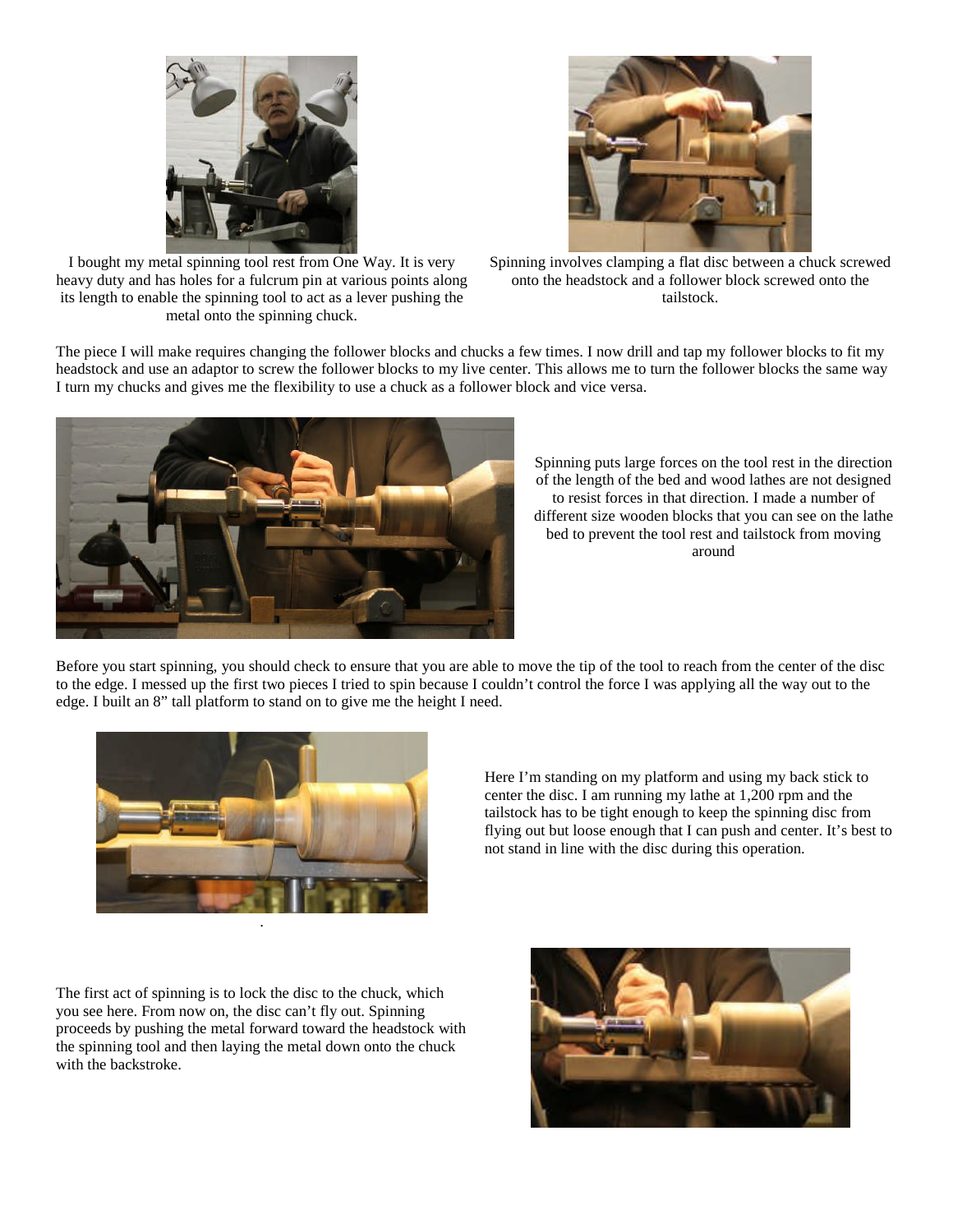I bought my metal spinning tool rest from One Way. It is very heavy duty and has holes for a fulcrum pin at various points along its length to enable the spinning tool to act as a lever pushing the metal onto the spinning chuck.

Spinning involves clamping a flat disc between a chuck screwed onto the headstock and a follower block screwed onto the tailstock.

The piece I will make requires changing the follower blocks and chucks a few times. I now drill and tap my follower blocks to fit my headstock and use an adaptor to screw the follower blocks to my live center. This allows me to turn the follower blocks the same way I turn my chucks and gives me the flexibility to use a chuck as a follower block and vice versa.

Spinning puts large forces on the tool rest in the direction of the length of the bed and wood lathes are not designed to resist forces in that direction. I made a number of different size wooden blocks that you can see on the lathe bed to prevent the tool rest and tailstock from moving around

Before you start spinning, you should check to ensure that you are able to move the tip of the tool to reach from the center of the disc to the edge. I messed up the first two pieces I tried to spin because I couldn't control the force I was applying all the way out to the edge. I built an 8" tall platform to stand on to give me the height I need.

Here I'm standing on my platform and using my back stick to center the disc. I am running my lathe at 1,200 rpm and the tailstock has to be tight enough to keep the spinning disc from flying out but loose enough that I can push and center. It's best to not stand in line with the disc during this operation.

The first act of spinning is to lock the disc to the chuck, which you see here. From now on, the disc can't fly out. Spinning proceeds by pushing the metal forward toward the headstock with the spinning tool and then laying the metal down onto the chuck with the backstroke.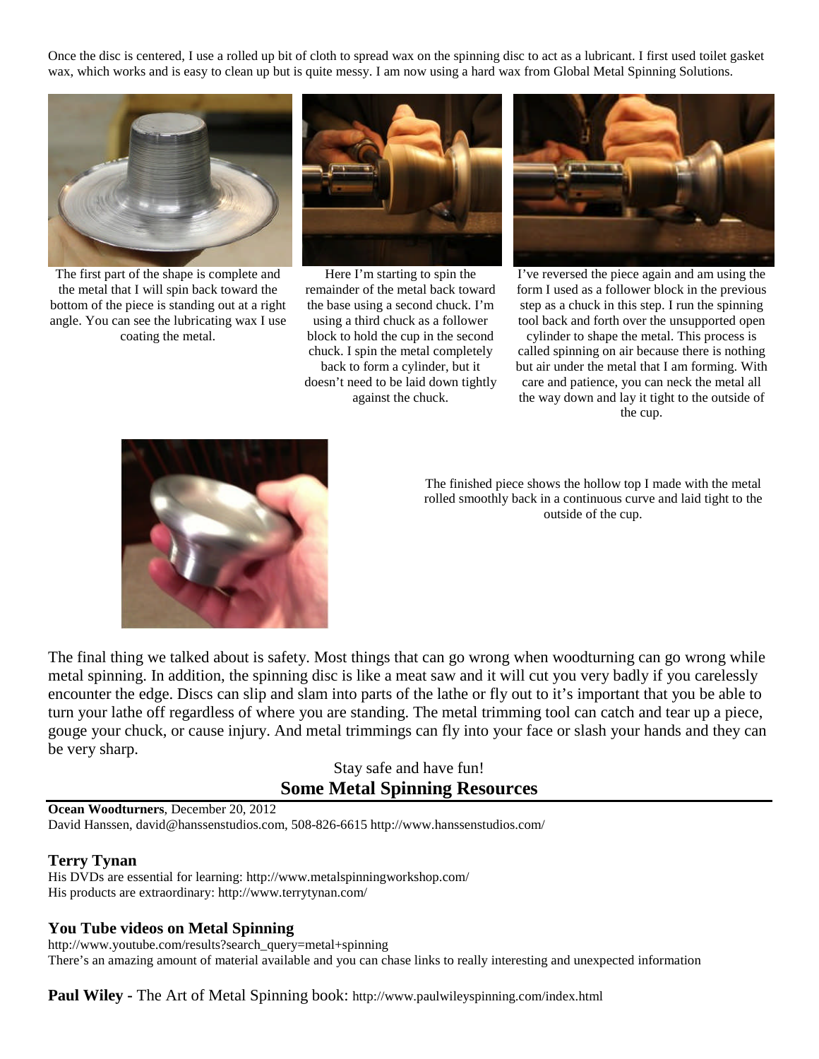Once the disc is centered, I use a rolled up bit of cloth to spread wax on the spinning disc to act as a lubricant. I first used toilet gasket wax, which works and is easy to clean up but is quite messy. I am now using a hard wax from Global Metal Spinning Solutions.

The first part of the shape is complete and the metal that I will spin back toward the bottom of the piece is standing out at a right angle. You can see the lubricating wax I use coating the metal.

Here I'm starting to spin the remainder of the metal back toward the base using a second chuck. I'm using a third chuck as a follower block to hold the cup in the second chuck. I spin the metal completely back to form a cylinder, but it doesn't need to be laid down tightly against the chuck.

I've reversed the piece again and am using the form I used as a follower block in the previous step as a chuck in this step. I run the spinning tool back and forth over the unsupported open cylinder to shape the metal. This process is called spinning on air because there is nothing but air under the metal that I am forming. With care and patience, you can neck the metal all the way down and lay it tight to the outside of the cup.

The finished piece shows the hollow top I made with the metal rolled smoothly back in a continuous curve and laid tight to the outside of the cup.

The final thing we talked about is safety. Most things that can go wrong when woodturning can go wrong while metal spinning. In addition, the spinning disc is like a meat saw and it will cut you very badly if you carelessly encounter the edge. Discs can slip and slam into parts of the lathe or fly out to it's important that you be able to turn your lathe off regardless of where you are standing. The metal trimming tool can catch and tear up a piece, gouge your chuck, or cause injury. And metal trimmings can fly into your face or slash your hands and they can be very sharp.

Stay safe and have fun!

## Some Metal Spinning Resources

**Ocean Woodturners**, December 20, 2012
David Hanssen, david@hanssenstudios.com, 508-826-6615 http://www.hanssenstudios.com/

### Terry Tynan

His DVDs are essential for learning: http://www.metalspinningworkshop.com/
His products are extraordinary: http://www.terrytynan.com/

### You Tube videos on Metal Spinning

http://www.youtube.com/results?search_query=metal+spinning
There's an amazing amount of material available and you can chase links to really interesting and unexpected information

**Paul Wiley -** The Art of Metal Spinning book: http://www.paulwileyspinning.com/index.html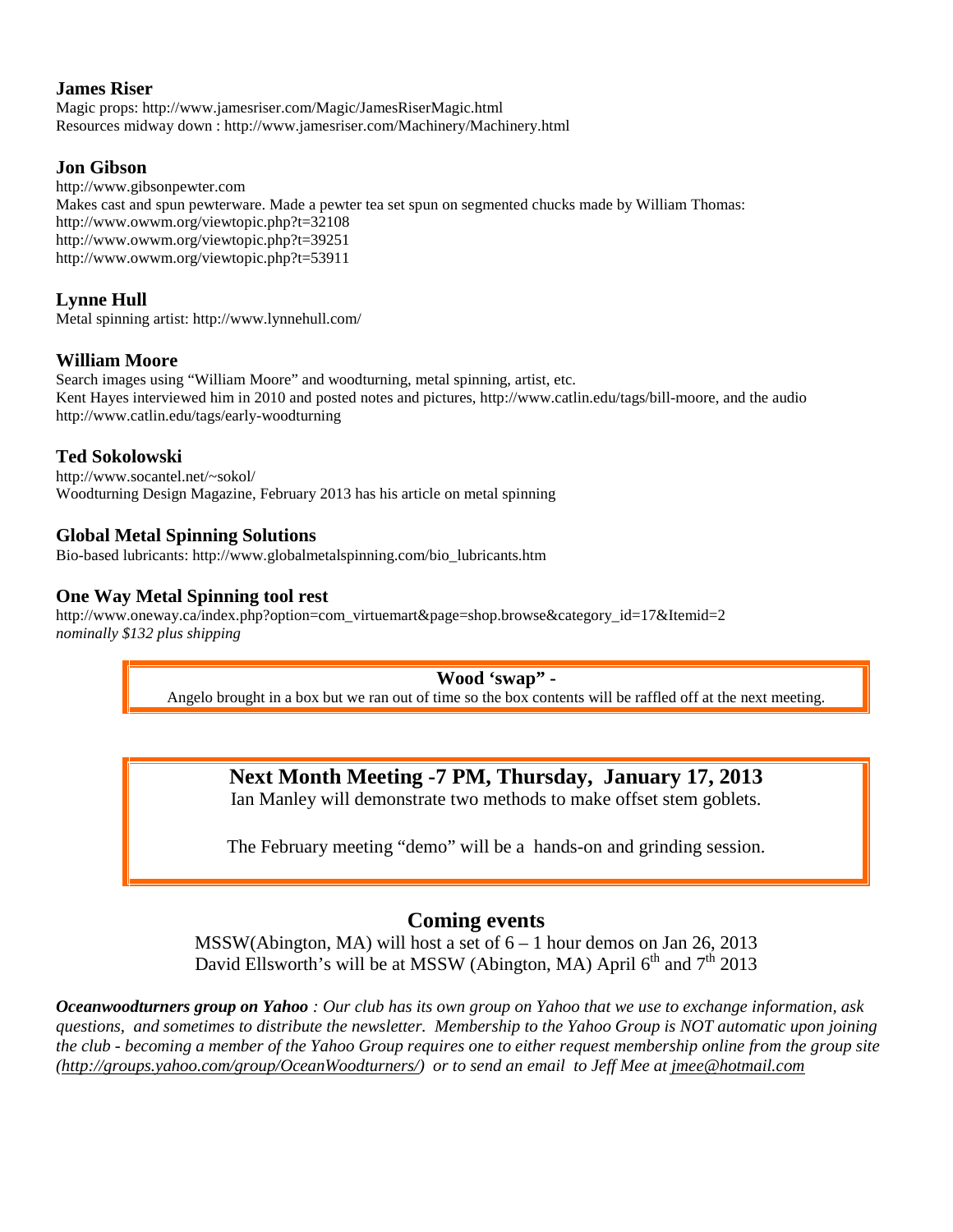### James Riser

Magic props: http://www.jamesriser.com/Magic/JamesRiserMagic.html
Resources midway down : http://www.jamesriser.com/Machinery/Machinery.html

### Jon Gibson

http://www.gibsonpewter.com
Makes cast and spun pewterware. Made a pewter tea set spun on segmented chucks made by William Thomas:
http://www.owwm.org/viewtopic.php?t=32108
http://www.owwm.org/viewtopic.php?t=39251
http://www.owwm.org/viewtopic.php?t=53911

### Lynne Hull

Metal spinning artist: http://www.lynnehull.com/

### William Moore

Search images using "William Moore" and woodturning, metal spinning, artist, etc.
Kent Hayes interviewed him in 2010 and posted notes and pictures, http://www.catlin.edu/tags/bill-moore, and the audio http://www.catlin.edu/tags/early-woodturning

### Ted Sokolowski

http://www.socantel.net/~sokol/
Woodturning Design Magazine, February 2013 has his article on metal spinning

### Global Metal Spinning Solutions

Bio-based lubricants: http://www.globalmetalspinning.com/bio_lubricants.htm

### One Way Metal Spinning tool rest

http://www.oneway.ca/index.php?option=com_virtuemart&page=shop.browse&category_id=17&Itemid=2
*nominally $132 plus shipping*

**Wood 'swap" -**

Angelo brought in a box but we ran out of time so the box contents will be raffled off at the next meeting.

## Next Month Meeting -7 PM, Thursday, January 17, 2013

Ian Manley will demonstrate two methods to make offset stem goblets.

The February meeting "demo" will be a hands-on and grinding session.

## Coming events

MSSW(Abington, MA) will host a set of 6 – 1 hour demos on Jan 26, 2013
David Ellsworth's will be at MSSW (Abington, MA) April 6th and 7th 2013

***Oceanwoodturners group on Yahoo** : Our club has its own group on Yahoo that we use to exchange information, ask questions, and sometimes to distribute the newsletter. Membership to the Yahoo Group is NOT automatic upon joining the club - becoming a member of the Yahoo Group requires one to either request membership online from the group site (http://groups.yahoo.com/group/OceanWoodturners/) or to send an email to Jeff Mee at jmee@hotmail.com*